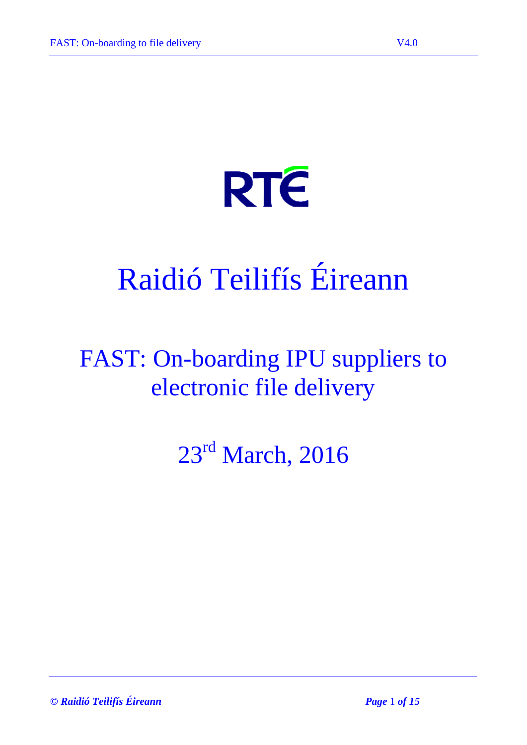RTÉ

# Raidió Teilifís Éireann

## FAST: On-boarding IPU suppliers to electronic file delivery

23rd March, 2016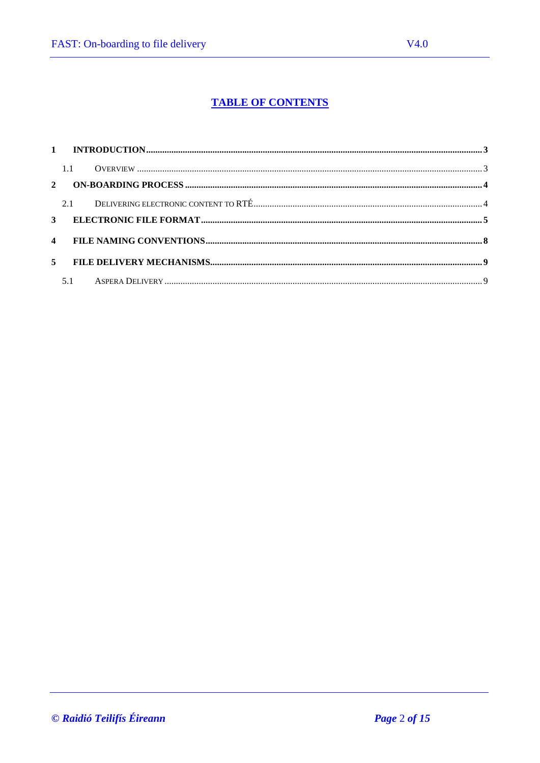# TABLE OF CONTENTS

**1 INTRODUCTION .......... 3**

1.1 OVERVIEW .......... 3

**2 ON-BOARDING PROCESS .......... 4**

2.1 DELIVERING ELECTRONIC CONTENT TO RTÉ .......... 4

**3 ELECTRONIC FILE FORMAT .......... 5**

**4 FILE NAMING CONVENTIONS .......... 8**

**5 FILE DELIVERY MECHANISMS .......... 9**

5.1 ASPERA DELIVERY .......... 9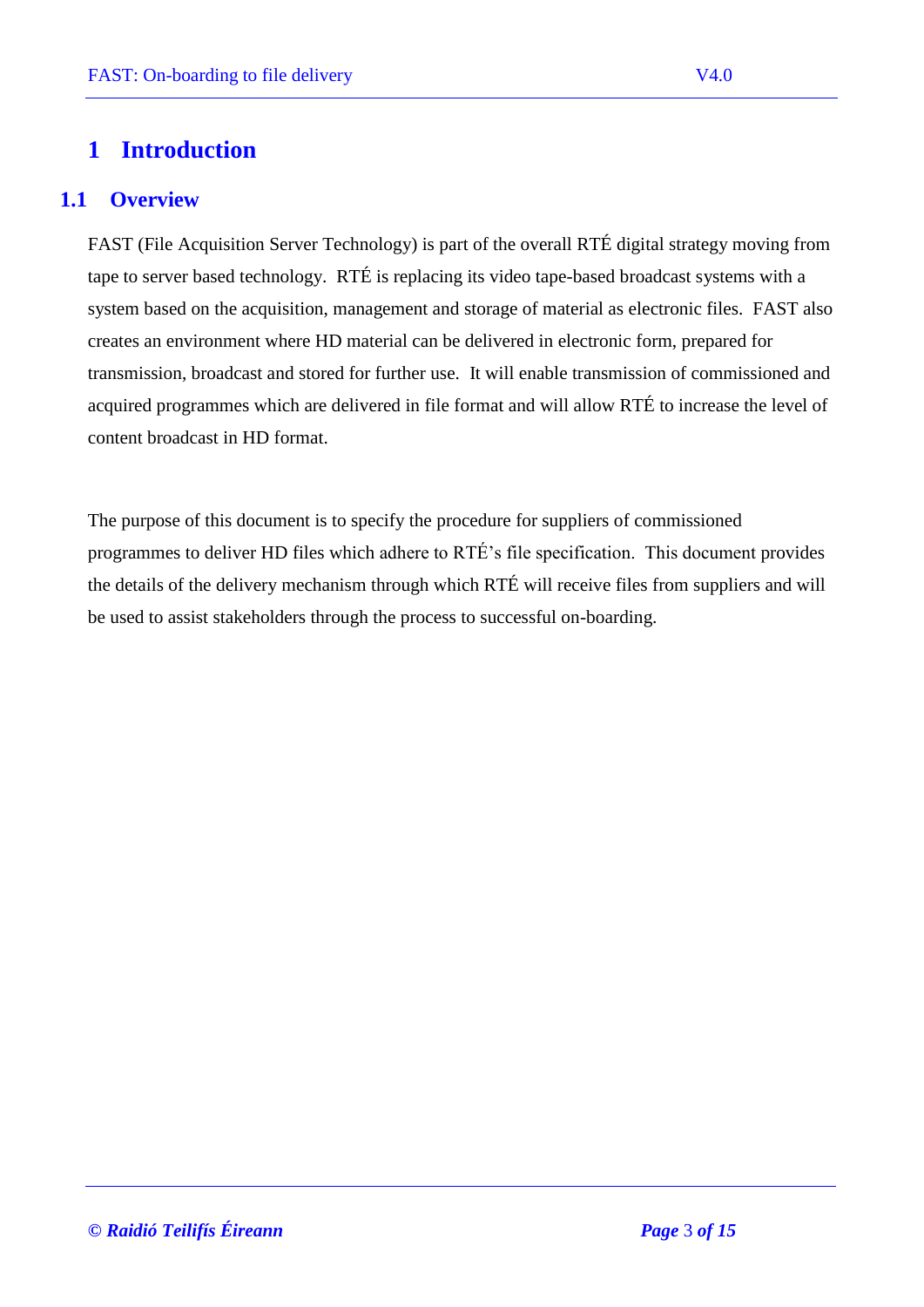# 1 Introduction

## 1.1 Overview

FAST (File Acquisition Server Technology) is part of the overall RTÉ digital strategy moving from tape to server based technology. RTÉ is replacing its video tape-based broadcast systems with a system based on the acquisition, management and storage of material as electronic files. FAST also creates an environment where HD material can be delivered in electronic form, prepared for transmission, broadcast and stored for further use. It will enable transmission of commissioned and acquired programmes which are delivered in file format and will allow RTÉ to increase the level of content broadcast in HD format.

The purpose of this document is to specify the procedure for suppliers of commissioned programmes to deliver HD files which adhere to RTÉ's file specification. This document provides the details of the delivery mechanism through which RTÉ will receive files from suppliers and will be used to assist stakeholders through the process to successful on-boarding.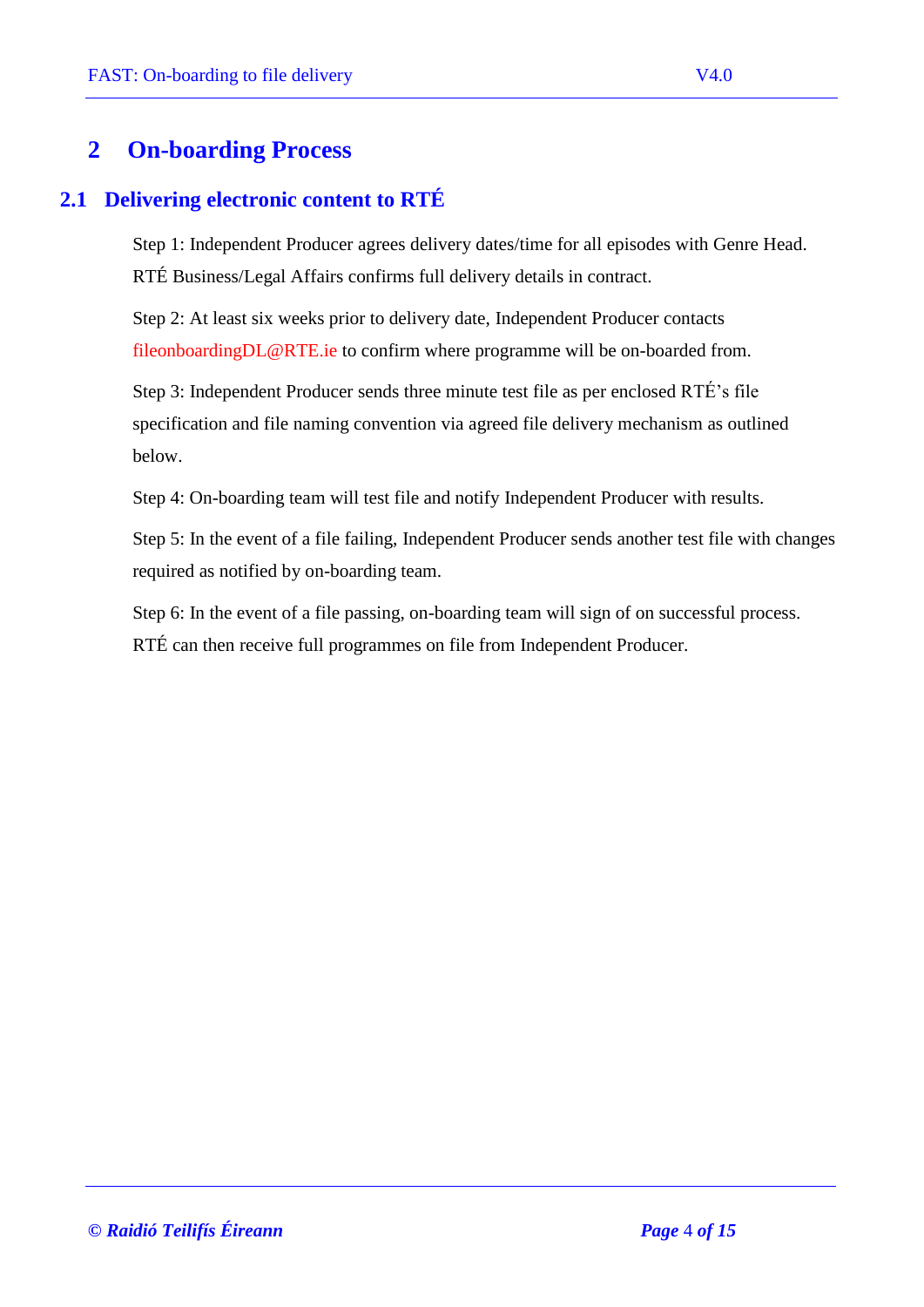# 2 On-boarding Process

## 2.1 Delivering electronic content to RTÉ

Step 1: Independent Producer agrees delivery dates/time for all episodes with Genre Head. RTÉ Business/Legal Affairs confirms full delivery details in contract.

Step 2: At least six weeks prior to delivery date, Independent Producer contacts fileonboardingDL@RTE.ie to confirm where programme will be on-boarded from.

Step 3: Independent Producer sends three minute test file as per enclosed RTÉ's file specification and file naming convention via agreed file delivery mechanism as outlined below.

Step 4: On-boarding team will test file and notify Independent Producer with results.

Step 5: In the event of a file failing, Independent Producer sends another test file with changes required as notified by on-boarding team.

Step 6: In the event of a file passing, on-boarding team will sign of on successful process. RTÉ can then receive full programmes on file from Independent Producer.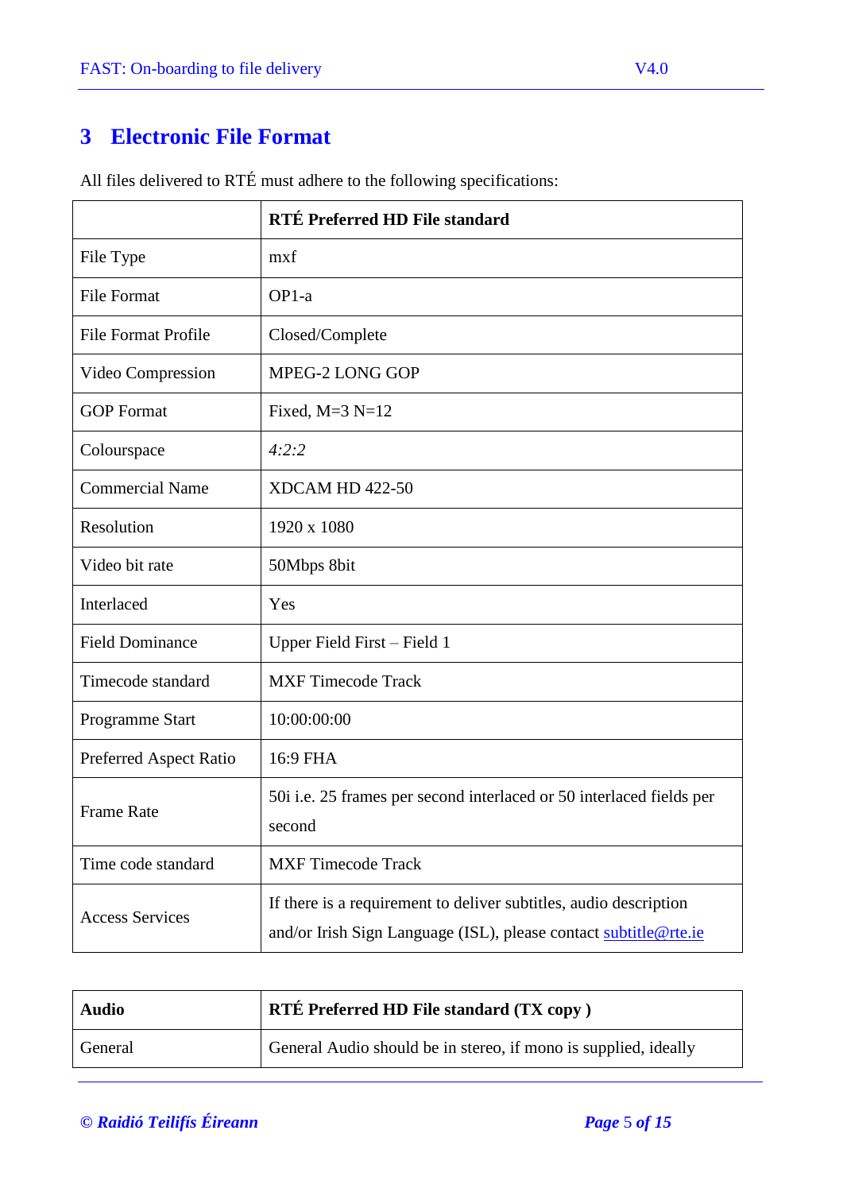# 3 Electronic File Format

All files delivered to RTÉ must adhere to the following specifications:

| | **RTÉ Preferred HD File standard** |
|---|---|
| File Type | mxf |
| File Format | OP1-a |
| File Format Profile | Closed/Complete |
| Video Compression | MPEG-2 LONG GOP |
| GOP Format | Fixed, M=3 N=12 |
| Colourspace | *4:2:2* |
| Commercial Name | XDCAM HD 422-50 |
| Resolution | 1920 x 1080 |
| Video bit rate | 50Mbps 8bit |
| Interlaced | Yes |
| Field Dominance | Upper Field First – Field 1 |
| Timecode standard | MXF Timecode Track |
| Programme Start | 10:00:00:00 |
| Preferred Aspect Ratio | 16:9 FHA |
| Frame Rate | 50i i.e. 25 frames per second interlaced or 50 interlaced fields per second |
| Time code standard | MXF Timecode Track |
| Access Services | If there is a requirement to deliver subtitles, audio description and/or Irish Sign Language (ISL), please contact subtitle@rte.ie |

| **Audio** | **RTÉ Preferred HD File standard (TX copy )** |
|---|---|
| General | General Audio should be in stereo, if mono is supplied, ideally |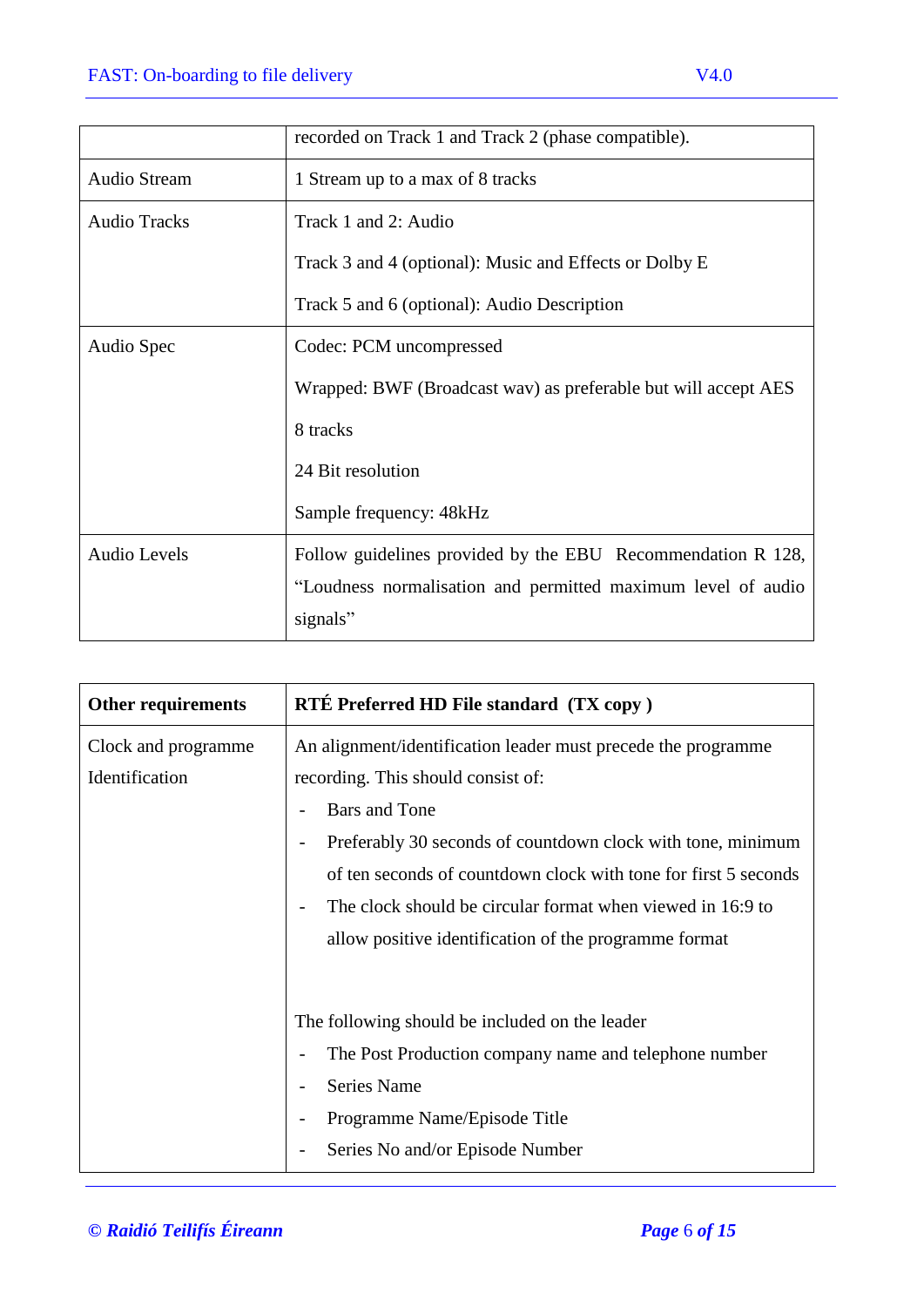| | |
|---|---|
| | recorded on Track 1 and Track 2 (phase compatible). |
| Audio Stream | 1 Stream up to a max of 8 tracks |
| Audio Tracks | Track 1 and 2: Audio<br><br>Track 3 and 4 (optional): Music and Effects or Dolby E<br><br>Track 5 and 6 (optional): Audio Description |
| Audio Spec | Codec: PCM uncompressed<br><br>Wrapped: BWF (Broadcast wav) as preferable but will accept AES<br><br>8 tracks<br><br>24 Bit resolution<br><br>Sample frequency: 48kHz |
| Audio Levels | Follow guidelines provided by the EBU Recommendation R 128, "Loudness normalisation and permitted maximum level of audio signals" |

| **Other requirements** | **RTÉ Preferred HD File standard (TX copy )** |
|---|---|
| Clock and programme Identification | An alignment/identification leader must precede the programme recording. This should consist of:<br>- Bars and Tone<br>- Preferably 30 seconds of countdown clock with tone, minimum of ten seconds of countdown clock with tone for first 5 seconds<br>- The clock should be circular format when viewed in 16:9 to allow positive identification of the programme format<br><br>The following should be included on the leader<br>- The Post Production company name and telephone number<br>- Series Name<br>- Programme Name/Episode Title<br>- Series No and/or Episode Number |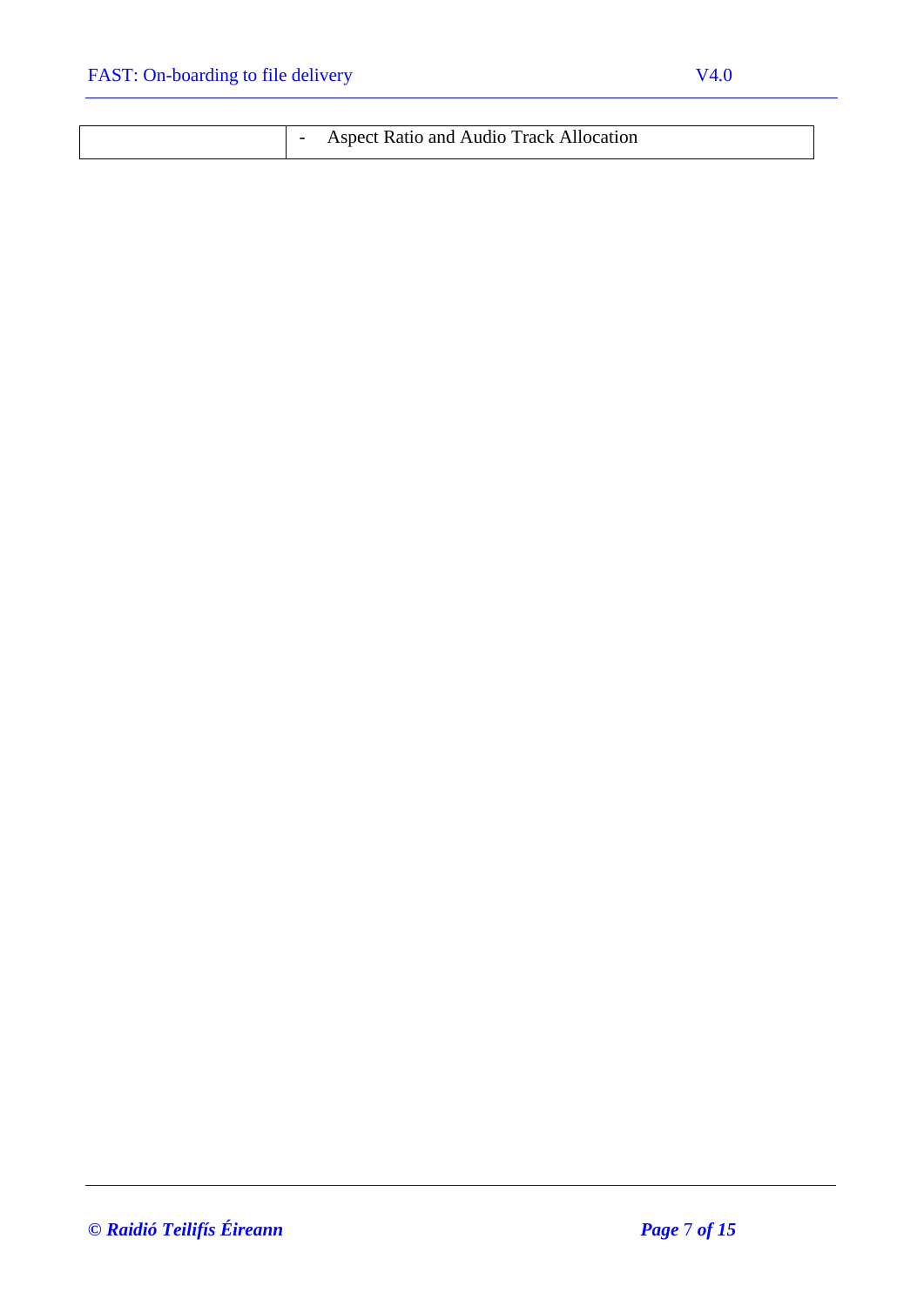| | |
|---|---|
| | - Aspect Ratio and Audio Track Allocation |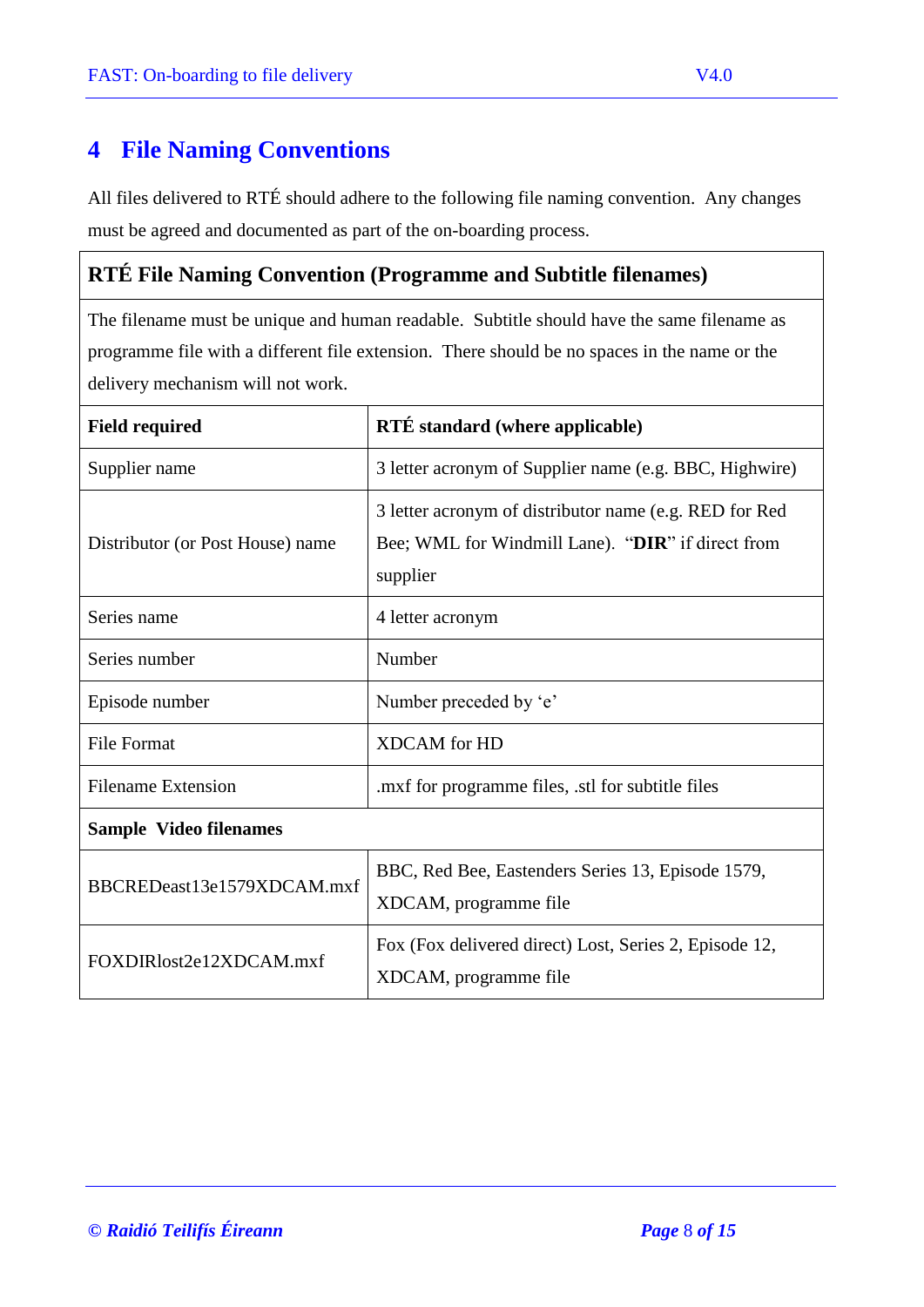# 4 File Naming Conventions

All files delivered to RTÉ should adhere to the following file naming convention. Any changes must be agreed and documented as part of the on-boarding process.

| **RTÉ File Naming Convention (Programme and Subtitle filenames)** | |
|---|---|
| The filename must be unique and human readable. Subtitle should have the same filename as programme file with a different file extension. There should be no spaces in the name or the delivery mechanism will not work. | |
| **Field required** | **RTÉ standard (where applicable)** |
| Supplier name | 3 letter acronym of Supplier name (e.g. BBC, Highwire) |
| Distributor (or Post House) name | 3 letter acronym of distributor name (e.g. RED for Red Bee; WML for Windmill Lane). "**DIR**" if direct from supplier |
| Series name | 4 letter acronym |
| Series number | Number |
| Episode number | Number preceded by 'e' |
| File Format | XDCAM for HD |
| Filename Extension | .mxf for programme files, .stl for subtitle files |
| **Sample Video filenames** | |
| BBCREDeast13e1579XDCAM.mxf | BBC, Red Bee, Eastenders Series 13, Episode 1579, XDCAM, programme file |
| FOXDIRlost2e12XDCAM.mxf | Fox (Fox delivered direct) Lost, Series 2, Episode 12, XDCAM, programme file |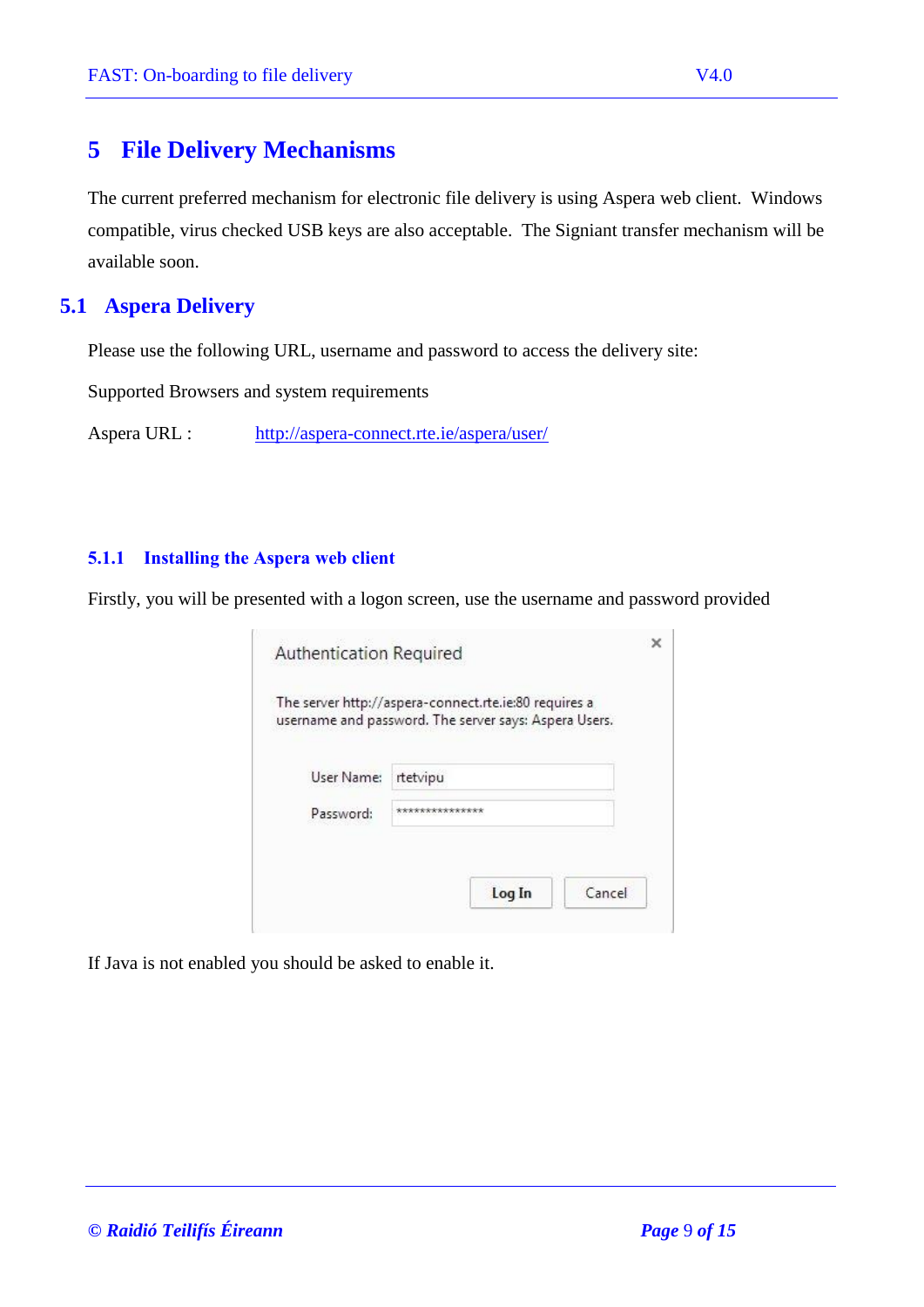# 5 File Delivery Mechanisms

The current preferred mechanism for electronic file delivery is using Aspera web client. Windows compatible, virus checked USB keys are also acceptable. The Signiant transfer mechanism will be available soon.

## 5.1 Aspera Delivery

Please use the following URL, username and password to access the delivery site:

Supported Browsers and system requirements

Aspera URL : http://aspera-connect.rte.ie/aspera/user/

### 5.1.1 Installing the Aspera web client

Firstly, you will be presented with a logon screen, use the username and password provided

If Java is not enabled you should be asked to enable it.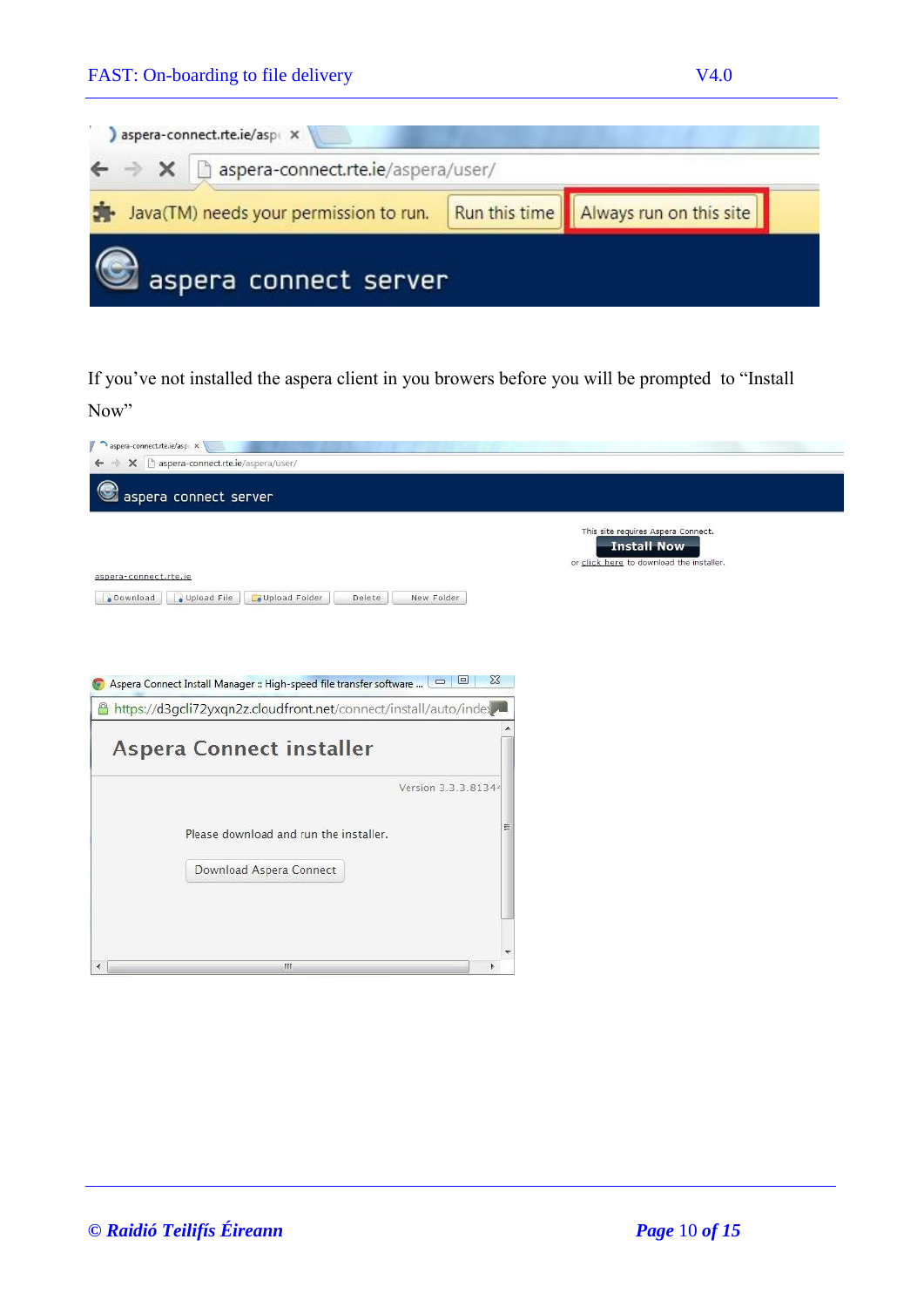If you've not installed the aspera client in you browers before you will be prompted  to "Install Now"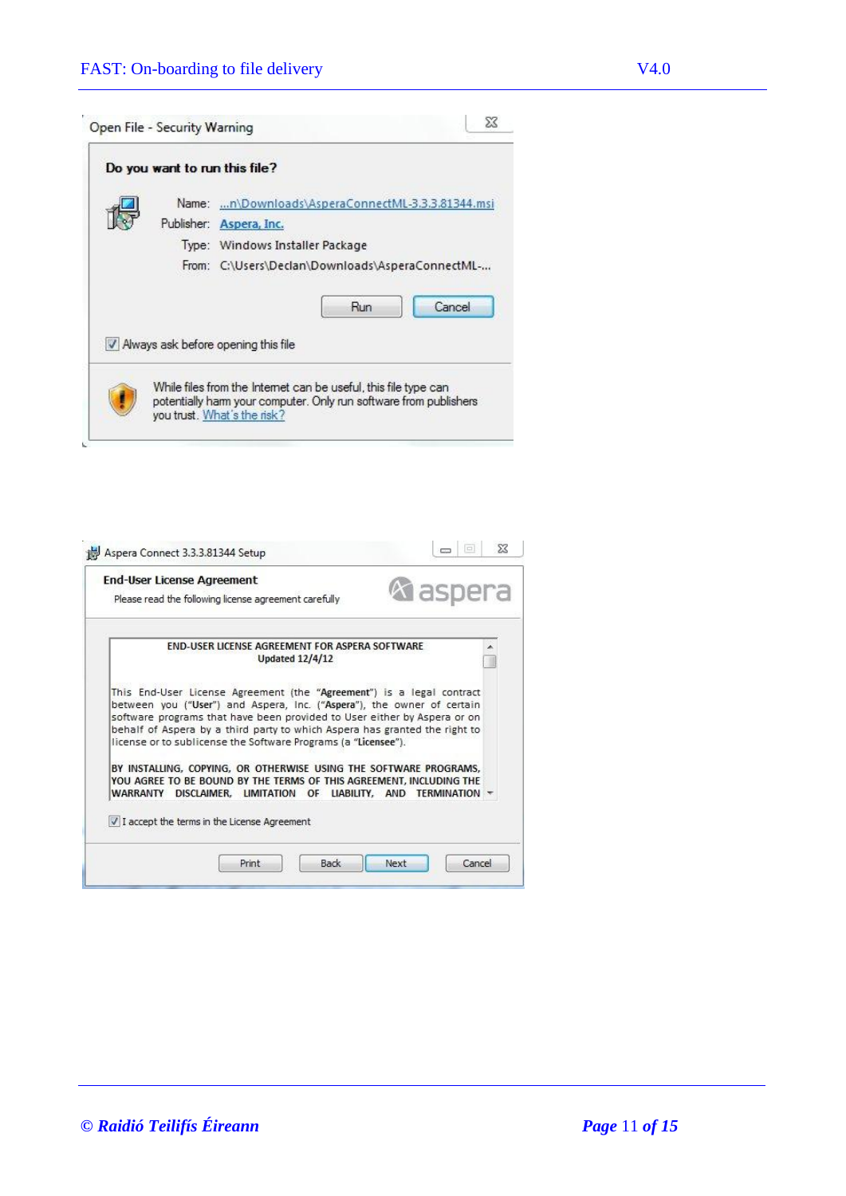Open File - Security Warning

**Do you want to run this file?**

Name: ...n\Downloads\AsperaConnectML-3.3.3.81344.msi

Publisher: Aspera, Inc.

Type: Windows Installer Package

From: C:\Users\Declan\Downloads\AsperaConnectML-...

Run | Cancel

☑ Always ask before opening this file

While files from the Internet can be useful, this file type can potentially harm your computer. Only run software from publishers you trust. What's the risk?

Aspera Connect 3.3.3.81344 Setup

**End-User License Agreement**

Please read the following license agreement carefully

aspera

END-USER LICENSE AGREEMENT FOR ASPERA SOFTWARE
Updated 12/4/12

This End-User License Agreement (the "**Agreement**") is a legal contract between you ("**User**") and Aspera, Inc. ("**Aspera**"), the owner of certain software programs that have been provided to User either by Aspera or on behalf of Aspera by a third party to which Aspera has granted the right to license or to sublicense the Software Programs (a "**Licensee**").

BY INSTALLING, COPYING, OR OTHERWISE USING THE SOFTWARE PROGRAMS, YOU AGREE TO BE BOUND BY THE TERMS OF THIS AGREEMENT, INCLUDING THE WARRANTY DISCLAIMER, LIMITATION OF LIABILITY, AND TERMINATION

☑ I accept the terms in the License Agreement

Print | Back | Next | Cancel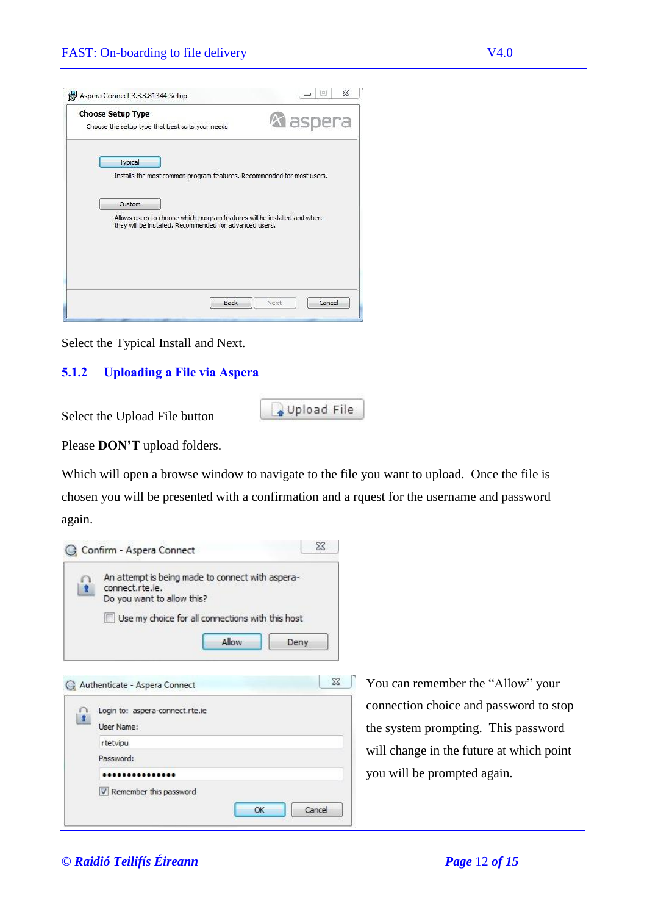Select the Typical Install and Next.

### 5.1.2 Uploading a File via Aspera

Select the Upload File button

Please **DON'T** upload folders.

Which will open a browse window to navigate to the file you want to upload. Once the file is chosen you will be presented with a confirmation and a rquest for the username and password again.

You can remember the "Allow" your connection choice and password to stop the system prompting. This password will change in the future at which point you will be prompted again.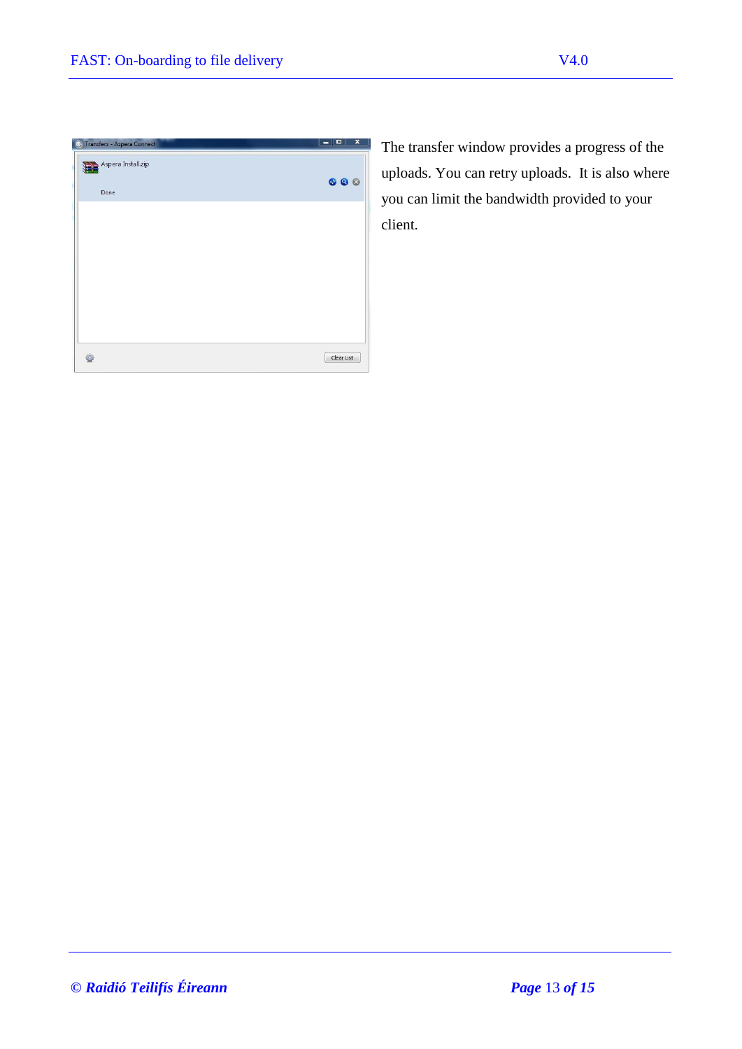The transfer window provides a progress of the uploads. You can retry uploads.  It is also where you can limit the bandwidth provided to your client.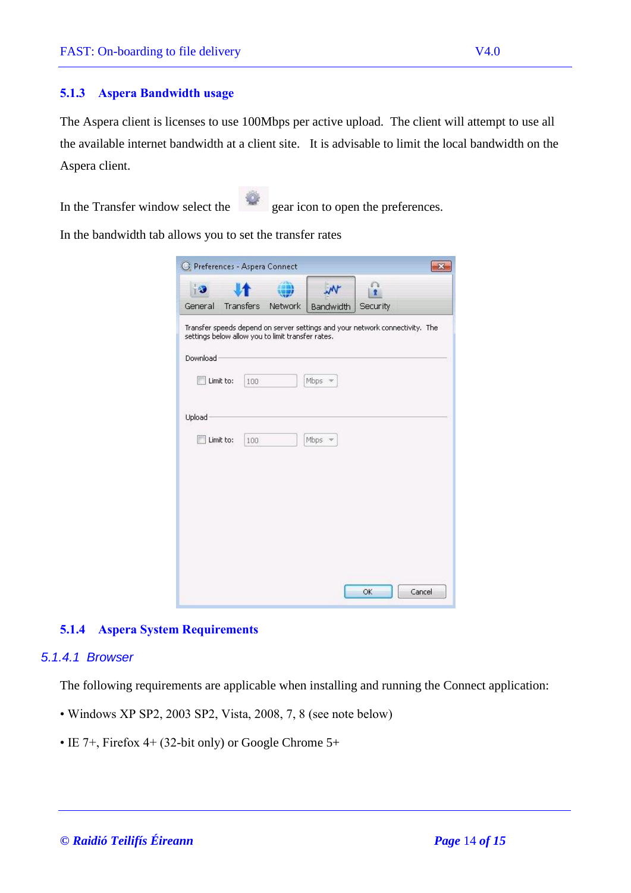### 5.1.3 Aspera Bandwidth usage

The Aspera client is licenses to use 100Mbps per active upload. The client will attempt to use all the available internet bandwidth at a client site. It is advisable to limit the local bandwidth on the Aspera client.

In the Transfer window select the gear icon to open the preferences.

In the bandwidth tab allows you to set the transfer rates

### 5.1.4 Aspera System Requirements

#### 5.1.4.1 Browser

The following requirements are applicable when installing and running the Connect application:

- Windows XP SP2, 2003 SP2, Vista, 2008, 7, 8 (see note below)
- IE 7+, Firefox 4+ (32-bit only) or Google Chrome 5+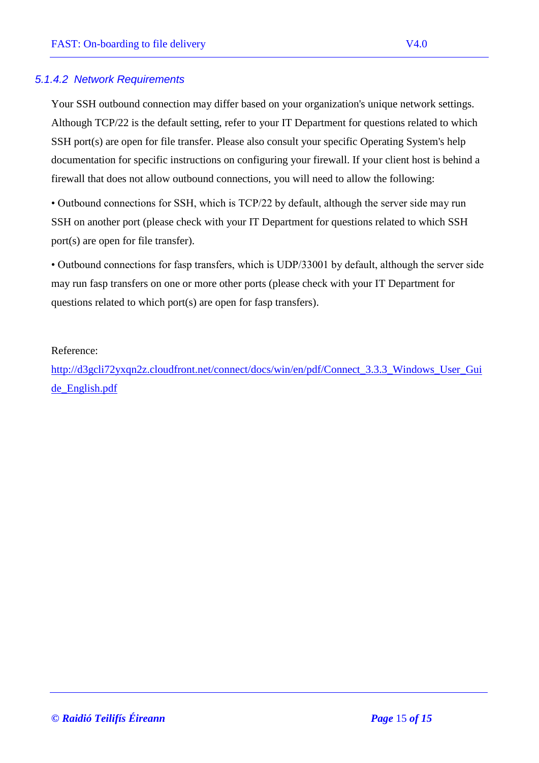##### 5.1.4.2 Network Requirements

Your SSH outbound connection may differ based on your organization's unique network settings. Although TCP/22 is the default setting, refer to your IT Department for questions related to which SSH port(s) are open for file transfer. Please also consult your specific Operating System's help documentation for specific instructions on configuring your firewall. If your client host is behind a firewall that does not allow outbound connections, you will need to allow the following:

• Outbound connections for SSH, which is TCP/22 by default, although the server side may run SSH on another port (please check with your IT Department for questions related to which SSH port(s) are open for file transfer).

• Outbound connections for fasp transfers, which is UDP/33001 by default, although the server side may run fasp transfers on one or more other ports (please check with your IT Department for questions related to which port(s) are open for fasp transfers).

Reference:
http://d3gcli72yxqn2z.cloudfront.net/connect/docs/win/en/pdf/Connect_3.3.3_Windows_User_Guide_English.pdf